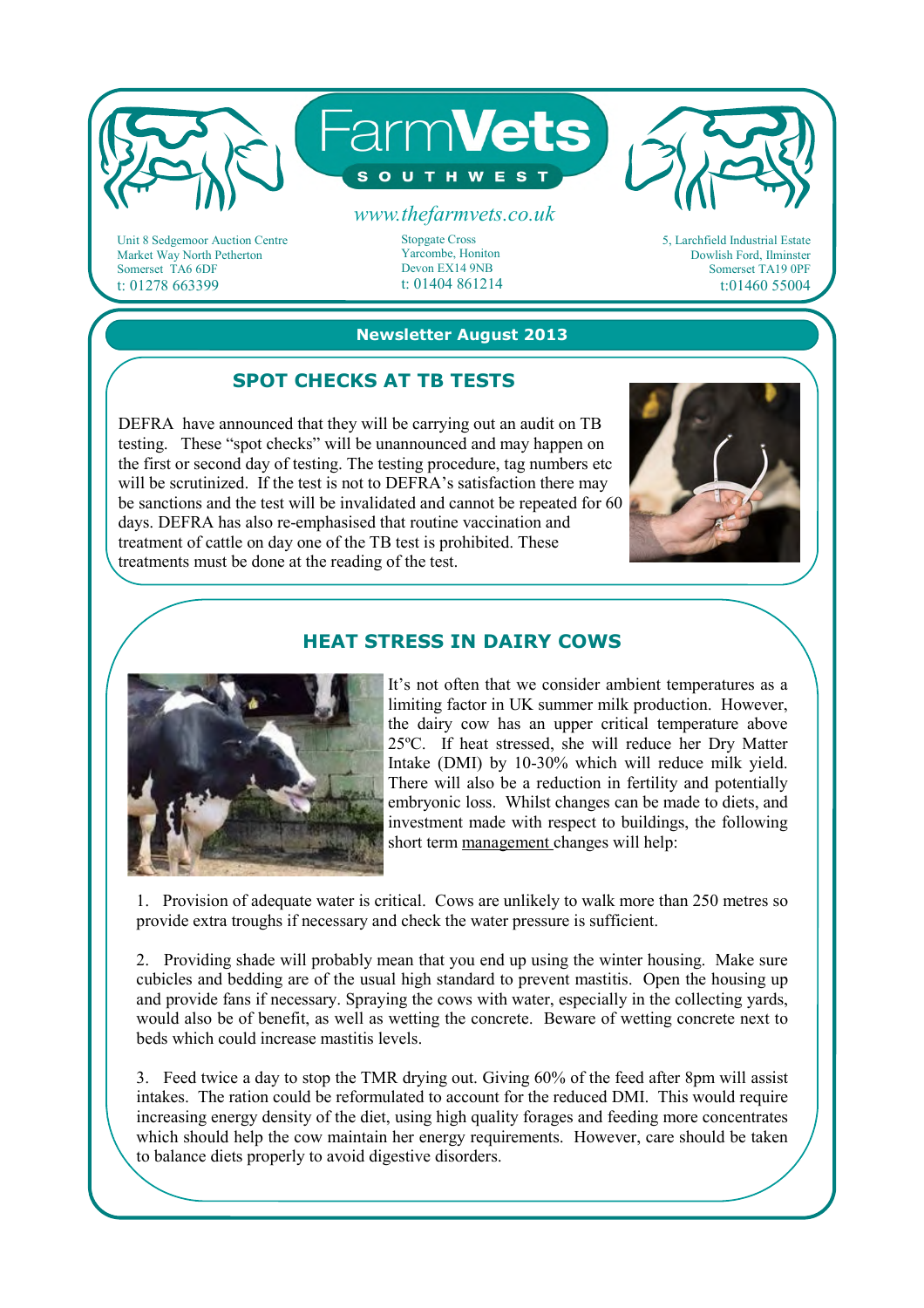# FarmVets SOUTHWEST

*www.thefarmvets.co.uk*

Unit 8 Sedgemoor Auction Centre
Market Way North Petherton
Somerset TA6 6DF
t: 01278 663399

Stopgate Cross
Yarcombe, Honiton
Devon EX14 9NB
t: 01404 861214

5, Larchfield Industrial Estate
Dowlish Ford, Ilminster
Somerset TA19 0PF
t:01460 55004

**Newsletter August 2013**

## SPOT CHECKS AT TB TESTS

DEFRA have announced that they will be carrying out an audit on TB testing. These "spot checks" will be unannounced and may happen on the first or second day of testing. The testing procedure, tag numbers etc will be scrutinized. If the test is not to DEFRA's satisfaction there may be sanctions and the test will be invalidated and cannot be repeated for 60 days. DEFRA has also re-emphasised that routine vaccination and treatment of cattle on day one of the TB test is prohibited. These treatments must be done at the reading of the test.

## HEAT STRESS IN DAIRY COWS

It's not often that we consider ambient temperatures as a limiting factor in UK summer milk production. However, the dairy cow has an upper critical temperature above 25ºC. If heat stressed, she will reduce her Dry Matter Intake (DMI) by 10-30% which will reduce milk yield. There will also be a reduction in fertility and potentially embryonic loss. Whilst changes can be made to diets, and investment made with respect to buildings, the following short term management changes will help:

1. Provision of adequate water is critical. Cows are unlikely to walk more than 250 metres so provide extra troughs if necessary and check the water pressure is sufficient.

2. Providing shade will probably mean that you end up using the winter housing. Make sure cubicles and bedding are of the usual high standard to prevent mastitis. Open the housing up and provide fans if necessary. Spraying the cows with water, especially in the collecting yards, would also be of benefit, as well as wetting the concrete. Beware of wetting concrete next to beds which could increase mastitis levels.

3. Feed twice a day to stop the TMR drying out. Giving 60% of the feed after 8pm will assist intakes. The ration could be reformulated to account for the reduced DMI. This would require increasing energy density of the diet, using high quality forages and feeding more concentrates which should help the cow maintain her energy requirements. However, care should be taken to balance diets properly to avoid digestive disorders.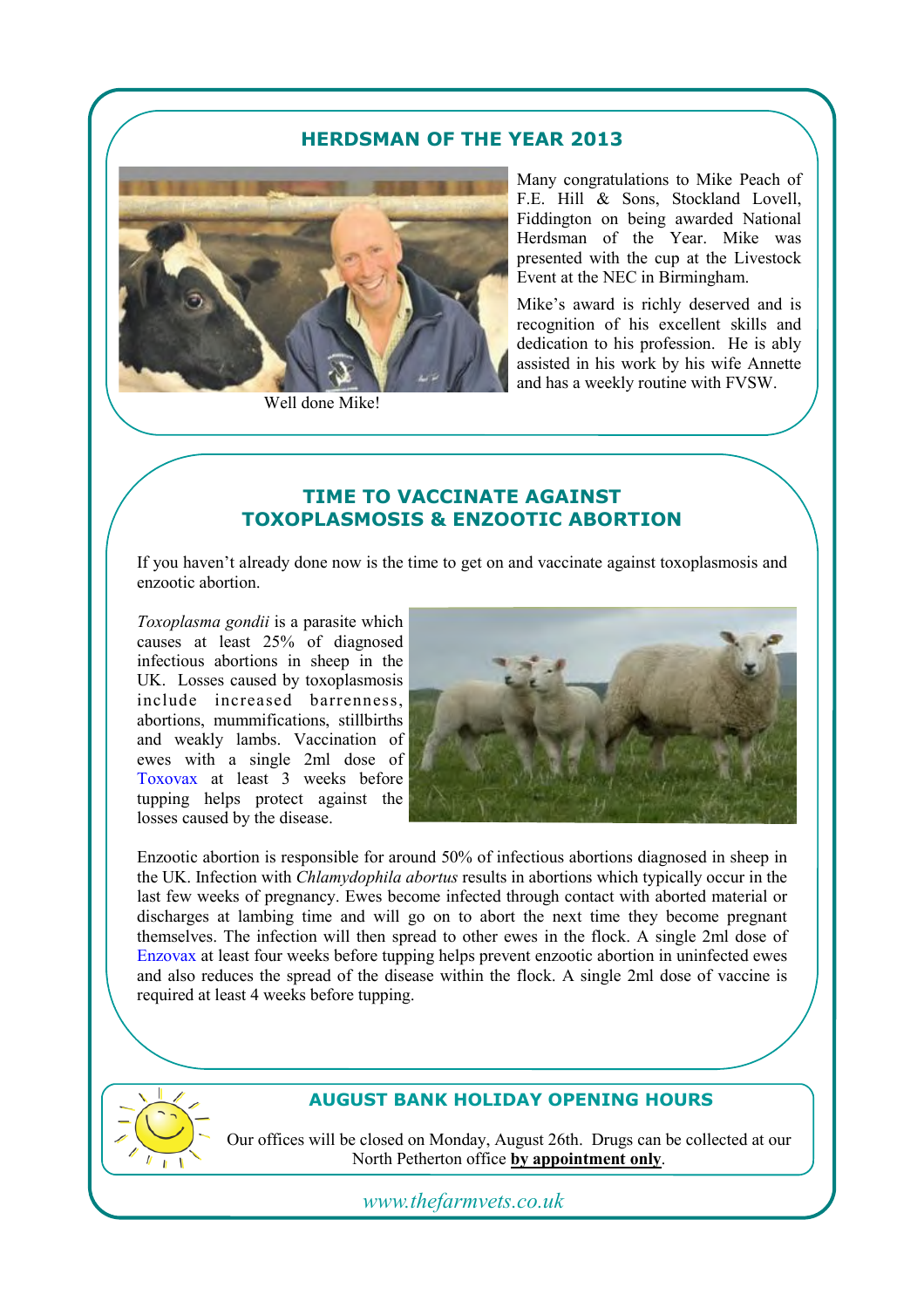## HERDSMAN OF THE YEAR 2013

Many congratulations to Mike Peach of F.E. Hill & Sons, Stockland Lovell, Fiddington on being awarded National Herdsman of the Year. Mike was presented with the cup at the Livestock Event at the NEC in Birmingham.

Mike's award is richly deserved and is recognition of his excellent skills and dedication to his profession. He is ably assisted in his work by his wife Annette and has a weekly routine with FVSW.

Well done Mike!

## TIME TO VACCINATE AGAINST TOXOPLASMOSIS & ENZOOTIC ABORTION

If you haven't already done now is the time to get on and vaccinate against toxoplasmosis and enzootic abortion.

*Toxoplasma gondii* is a parasite which causes at least 25% of diagnosed infectious abortions in sheep in the UK. Losses caused by toxoplasmosis include increased barrenness, abortions, mummifications, stillbirths and weakly lambs. Vaccination of ewes with a single 2ml dose of Toxovax at least 3 weeks before tupping helps protect against the losses caused by the disease.

Enzootic abortion is responsible for around 50% of infectious abortions diagnosed in sheep in the UK. Infection with *Chlamydophila abortus* results in abortions which typically occur in the last few weeks of pregnancy. Ewes become infected through contact with aborted material or discharges at lambing time and will go on to abort the next time they become pregnant themselves. The infection will then spread to other ewes in the flock. A single 2ml dose of Enzovax at least four weeks before tupping helps prevent enzootic abortion in uninfected ewes and also reduces the spread of the disease within the flock. A single 2ml dose of vaccine is required at least 4 weeks before tupping.

## AUGUST BANK HOLIDAY OPENING HOURS

Our offices will be closed on Monday, August 26th. Drugs can be collected at our North Petherton office **by appointment only**.

*www.thefarmvets.co.uk*